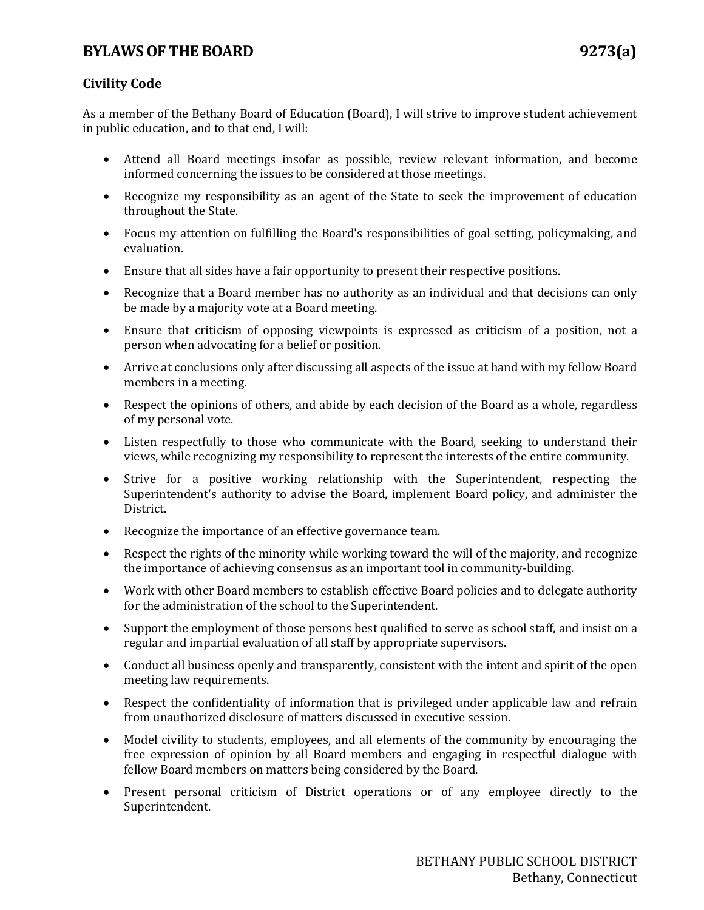# BYLAWS OF THE BOARD 9273(a)

## Civility Code

As a member of the Bethany Board of Education (Board), I will strive to improve student achievement in public education, and to that end, I will:

- Attend all Board meetings insofar as possible, review relevant information, and become informed concerning the issues to be considered at those meetings.
- Recognize my responsibility as an agent of the State to seek the improvement of education throughout the State.
- Focus my attention on fulfilling the Board's responsibilities of goal setting, policymaking, and evaluation.
- Ensure that all sides have a fair opportunity to present their respective positions.
- Recognize that a Board member has no authority as an individual and that decisions can only be made by a majority vote at a Board meeting.
- Ensure that criticism of opposing viewpoints is expressed as criticism of a position, not a person when advocating for a belief or position.
- Arrive at conclusions only after discussing all aspects of the issue at hand with my fellow Board members in a meeting.
- Respect the opinions of others, and abide by each decision of the Board as a whole, regardless of my personal vote.
- Listen respectfully to those who communicate with the Board, seeking to understand their views, while recognizing my responsibility to represent the interests of the entire community.
- Strive for a positive working relationship with the Superintendent, respecting the Superintendent's authority to advise the Board, implement Board policy, and administer the District.
- Recognize the importance of an effective governance team.
- Respect the rights of the minority while working toward the will of the majority, and recognize the importance of achieving consensus as an important tool in community-building.
- Work with other Board members to establish effective Board policies and to delegate authority for the administration of the school to the Superintendent.
- Support the employment of those persons best qualified to serve as school staff, and insist on a regular and impartial evaluation of all staff by appropriate supervisors.
- Conduct all business openly and transparently, consistent with the intent and spirit of the open meeting law requirements.
- Respect the confidentiality of information that is privileged under applicable law and refrain from unauthorized disclosure of matters discussed in executive session.
- Model civility to students, employees, and all elements of the community by encouraging the free expression of opinion by all Board members and engaging in respectful dialogue with fellow Board members on matters being considered by the Board.
- Present personal criticism of District operations or of any employee directly to the Superintendent.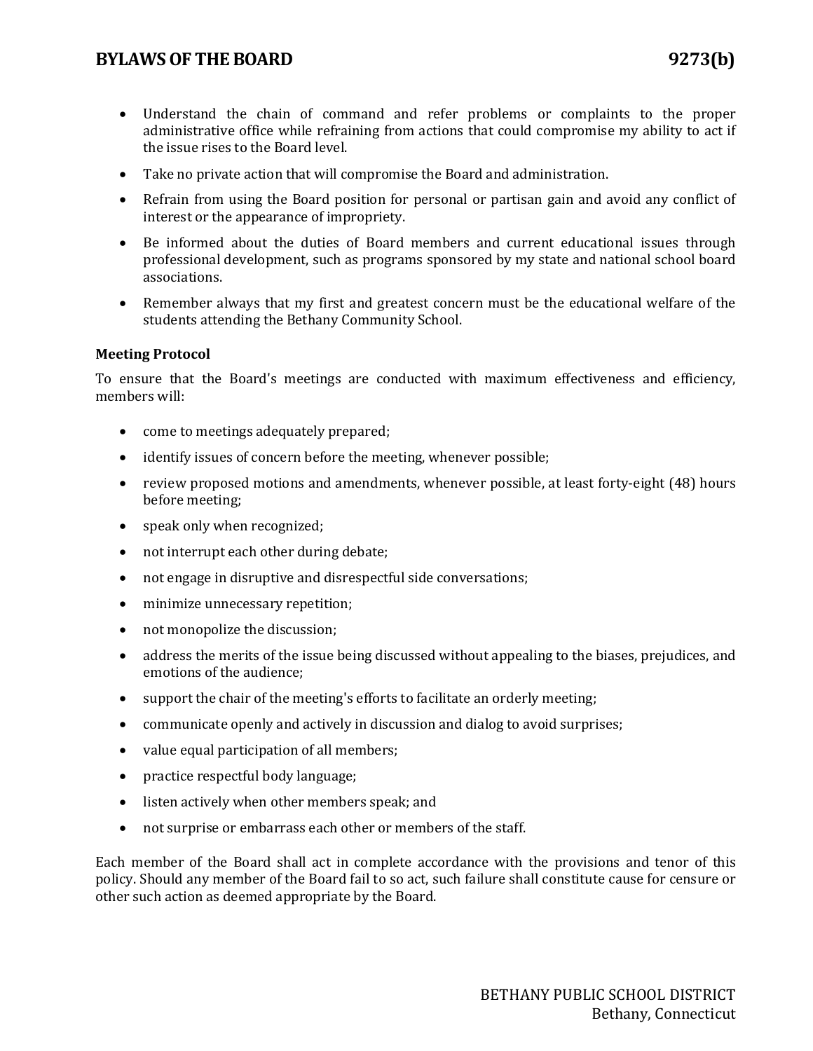- Understand the chain of command and refer problems or complaints to the proper administrative office while refraining from actions that could compromise my ability to act if the issue rises to the Board level.
- Take no private action that will compromise the Board and administration.
- Refrain from using the Board position for personal or partisan gain and avoid any conflict of interest or the appearance of impropriety.
- Be informed about the duties of Board members and current educational issues through professional development, such as programs sponsored by my state and national school board associations.
- Remember always that my first and greatest concern must be the educational welfare of the students attending the Bethany Community School.

**Meeting Protocol**

To ensure that the Board's meetings are conducted with maximum effectiveness and efficiency, members will:

- come to meetings adequately prepared;
- identify issues of concern before the meeting, whenever possible;
- review proposed motions and amendments, whenever possible, at least forty-eight (48) hours before meeting;
- speak only when recognized;
- not interrupt each other during debate;
- not engage in disruptive and disrespectful side conversations;
- minimize unnecessary repetition;
- not monopolize the discussion;
- address the merits of the issue being discussed without appealing to the biases, prejudices, and emotions of the audience;
- support the chair of the meeting's efforts to facilitate an orderly meeting;
- communicate openly and actively in discussion and dialog to avoid surprises;
- value equal participation of all members;
- practice respectful body language;
- listen actively when other members speak; and
- not surprise or embarrass each other or members of the staff.

Each member of the Board shall act in complete accordance with the provisions and tenor of this policy. Should any member of the Board fail to so act, such failure shall constitute cause for censure or other such action as deemed appropriate by the Board.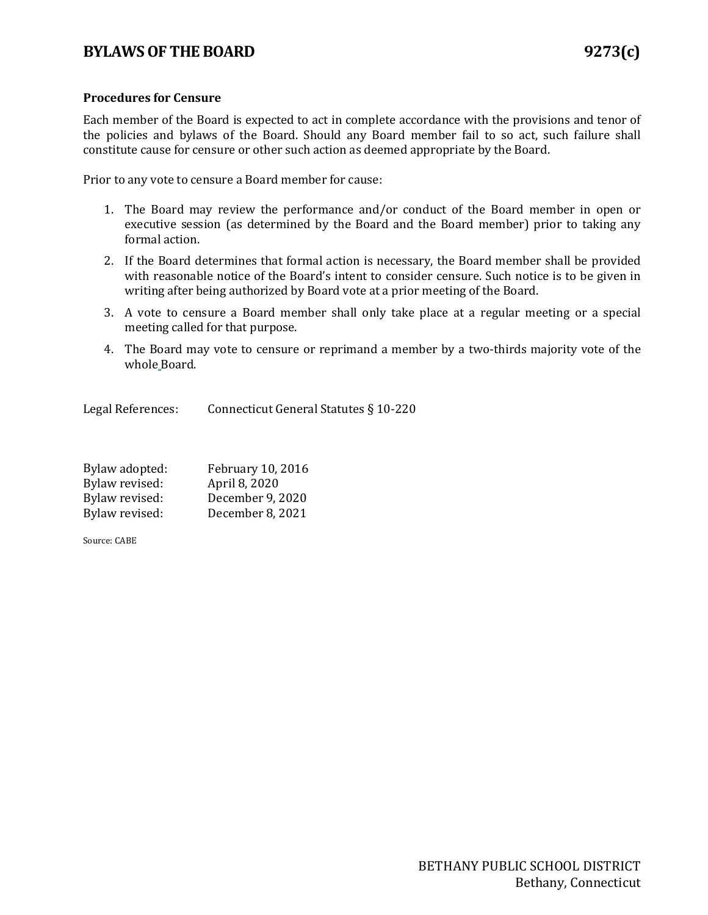**Procedures for Censure**

Each member of the Board is expected to act in complete accordance with the provisions and tenor of the policies and bylaws of the Board. Should any Board member fail to so act, such failure shall constitute cause for censure or other such action as deemed appropriate by the Board.

Prior to any vote to censure a Board member for cause:

1. The Board may review the performance and/or conduct of the Board member in open or executive session (as determined by the Board and the Board member) prior to taking any formal action.
2. If the Board determines that formal action is necessary, the Board member shall be provided with reasonable notice of the Board's intent to consider censure. Such notice is to be given in writing after being authorized by Board vote at a prior meeting of the Board.
3. A vote to censure a Board member shall only take place at a regular meeting or a special meeting called for that purpose.
4. The Board may vote to censure or reprimand a member by a two-thirds majority vote of the whole Board.

Legal References: Connecticut General Statutes § 10-220

Bylaw adopted: February 10, 2016
Bylaw revised: April 8, 2020
Bylaw revised: December 9, 2020
Bylaw revised: December 8, 2021

Source: CABE